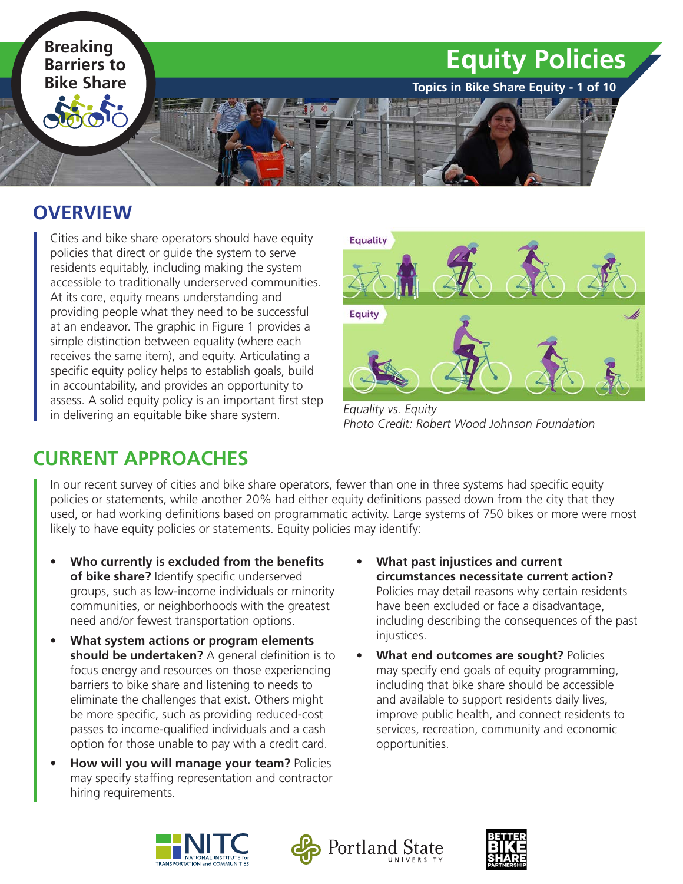# Equity Policies

**Topics in Bike Share Equity - 1 of 10**

Breaking Barriers to Bike Share

## OVERVIEW

Cities and bike share operators should have equity policies that direct or guide the system to serve residents equitably, including making the system accessible to traditionally underserved communities. At its core, equity means understanding and providing people what they need to be successful at an endeavor. The graphic in Figure 1 provides a simple distinction between equality (where each receives the same item), and equity. Articulating a specific equity policy helps to establish goals, build in accountability, and provides an opportunity to assess. A solid equity policy is an important first step in delivering an equitable bike share system.

*Equality vs. Equity*
*Photo Credit: Robert Wood Johnson Foundation*

## CURRENT APPROACHES

In our recent survey of cities and bike share operators, fewer than one in three systems had specific equity policies or statements, while another 20% had either equity definitions passed down from the city that they used, or had working definitions based on programmatic activity. Large systems of 750 bikes or more were most likely to have equity policies or statements. Equity policies may identify:

- **Who currently is excluded from the benefits of bike share?** Identify specific underserved groups, such as low-income individuals or minority communities, or neighborhoods with the greatest need and/or fewest transportation options.
- **What system actions or program elements should be undertaken?** A general definition is to focus energy and resources on those experiencing barriers to bike share and listening to needs to eliminate the challenges that exist. Others might be more specific, such as providing reduced-cost passes to income-qualified individuals and a cash option for those unable to pay with a credit card.
- **How will you will manage your team?** Policies may specify staffing representation and contractor hiring requirements.
- **What past injustices and current circumstances necessitate current action?** Policies may detail reasons why certain residents have been excluded or face a disadvantage, including describing the consequences of the past injustices.
- **What end outcomes are sought?** Policies may specify end goals of equity programming, including that bike share should be accessible and available to support residents daily lives, improve public health, and connect residents to services, recreation, community and economic opportunities.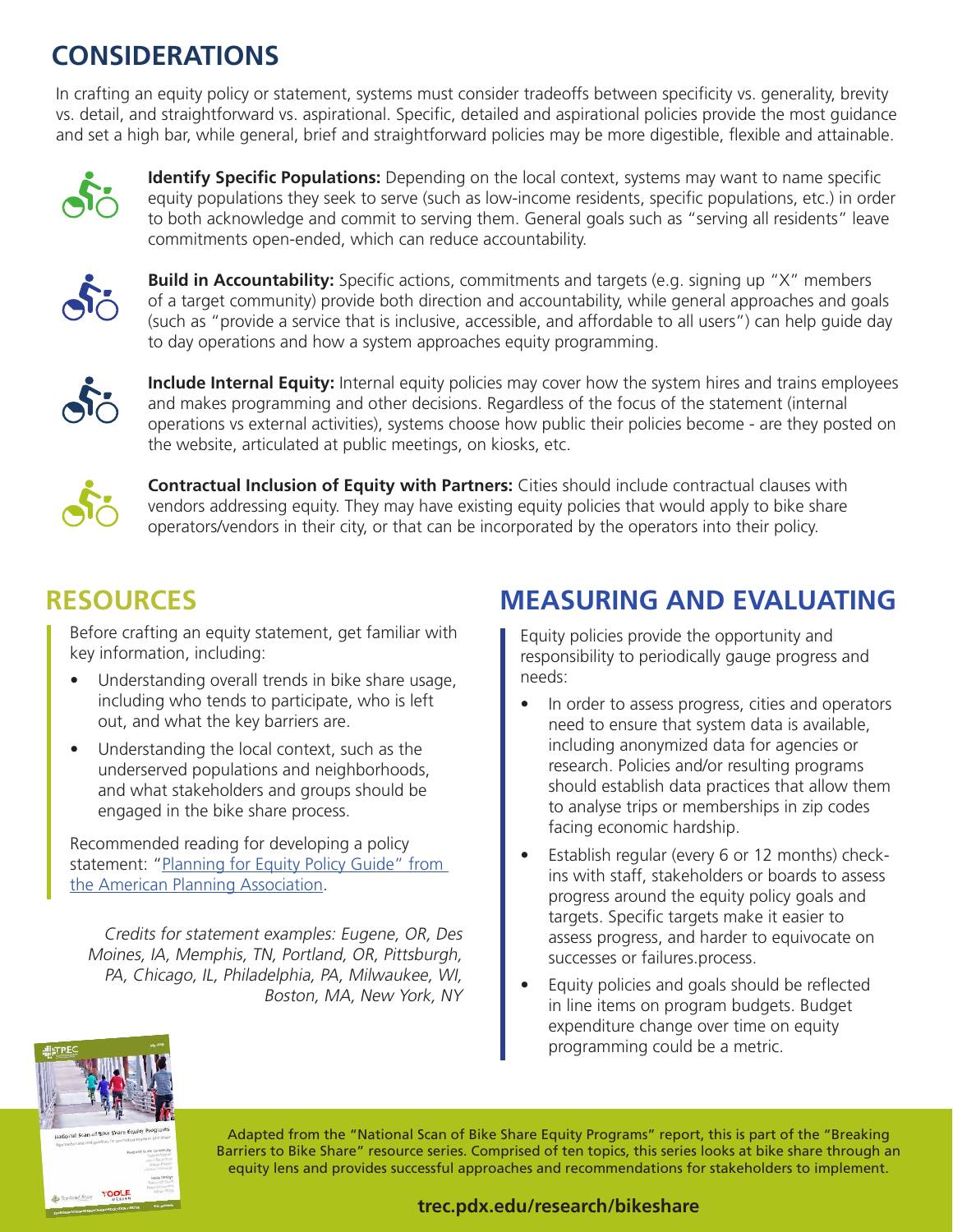## CONSIDERATIONS

In crafting an equity policy or statement, systems must consider tradeoffs between specificity vs. generality, brevity vs. detail, and straightforward vs. aspirational. Specific, detailed and aspirational policies provide the most guidance and set a high bar, while general, brief and straightforward policies may be more digestible, flexible and attainable.

**Identify Specific Populations:** Depending on the local context, systems may want to name specific equity populations they seek to serve (such as low-income residents, specific populations, etc.) in order to both acknowledge and commit to serving them. General goals such as "serving all residents" leave commitments open-ended, which can reduce accountability.

**Build in Accountability:** Specific actions, commitments and targets (e.g. signing up "X" members of a target community) provide both direction and accountability, while general approaches and goals (such as "provide a service that is inclusive, accessible, and affordable to all users") can help guide day to day operations and how a system approaches equity programming.

**Include Internal Equity:** Internal equity policies may cover how the system hires and trains employees and makes programming and other decisions. Regardless of the focus of the statement (internal operations vs external activities), systems choose how public their policies become - are they posted on the website, articulated at public meetings, on kiosks, etc.

**Contractual Inclusion of Equity with Partners:** Cities should include contractual clauses with vendors addressing equity. They may have existing equity policies that would apply to bike share operators/vendors in their city, or that can be incorporated by the operators into their policy.

## RESOURCES

Before crafting an equity statement, get familiar with key information, including:

- Understanding overall trends in bike share usage, including who tends to participate, who is left out, and what the key barriers are.
- Understanding the local context, such as the underserved populations and neighborhoods, and what stakeholders and groups should be engaged in the bike share process.

Recommended reading for developing a policy statement: "Planning for Equity Policy Guide" from the American Planning Association.

*Credits for statement examples: Eugene, OR, Des Moines, IA, Memphis, TN, Portland, OR, Pittsburgh, PA, Chicago, IL, Philadelphia, PA, Milwaukee, WI, Boston, MA, New York, NY*

## MEASURING AND EVALUATING

Equity policies provide the opportunity and responsibility to periodically gauge progress and needs:

- In order to assess progress, cities and operators need to ensure that system data is available, including anonymized data for agencies or research. Policies and/or resulting programs should establish data practices that allow them to analyse trips or memberships in zip codes facing economic hardship.
- Establish regular (every 6 or 12 months) check-ins with staff, stakeholders or boards to assess progress around the equity policy goals and targets. Specific targets make it easier to assess progress, and harder to equivocate on successes or failures.process.
- Equity policies and goals should be reflected in line items on program budgets. Budget expenditure change over time on equity programming could be a metric.

Adapted from the "National Scan of Bike Share Equity Programs" report, this is part of the "Breaking Barriers to Bike Share" resource series. Comprised of ten topics, this series looks at bike share through an equity lens and provides successful approaches and recommendations for stakeholders to implement.

**trec.pdx.edu/research/bikeshare**